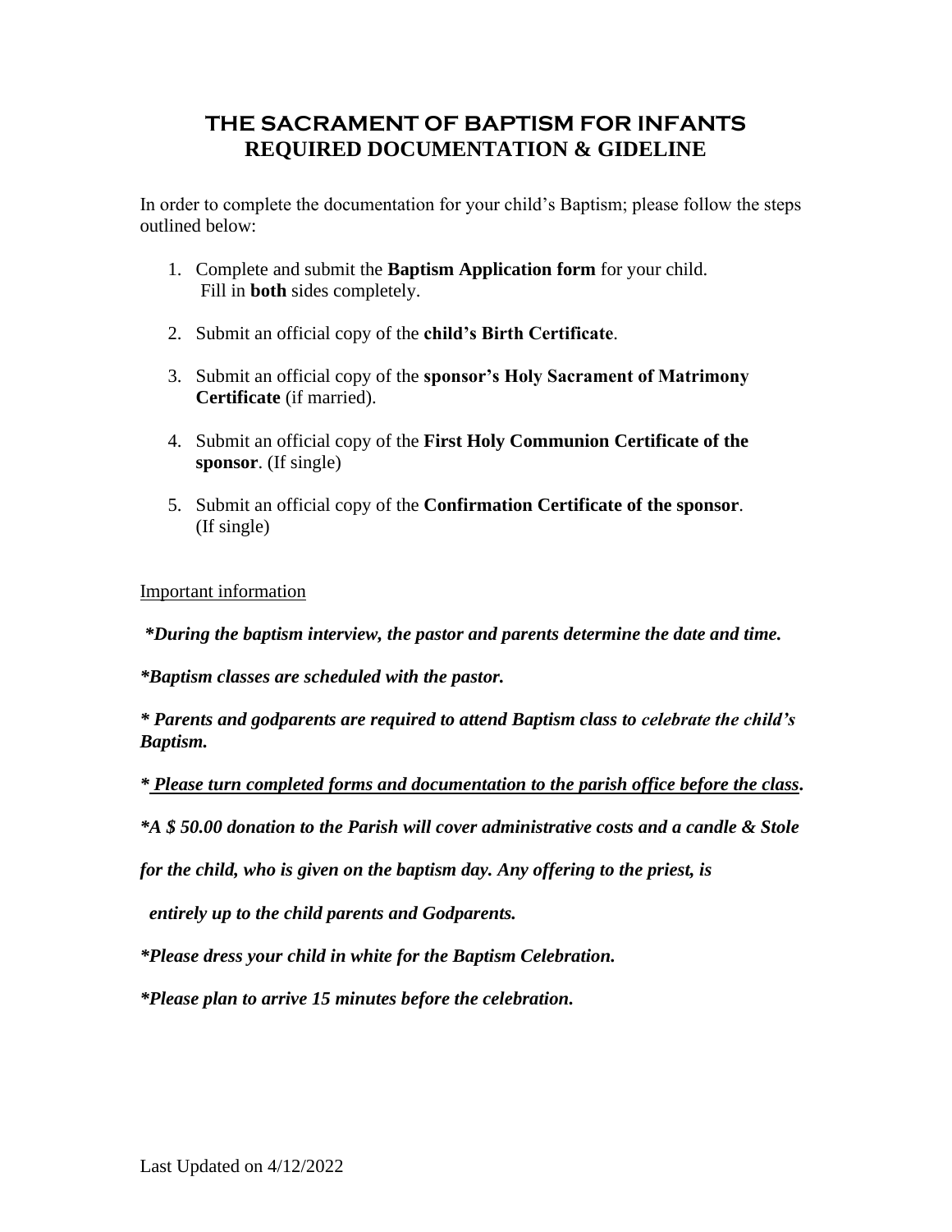# THE SACRAMENT OF BAPTISM FOR INFANTS
## REQUIRED DOCUMENTATION & GIDELINE

In order to complete the documentation for your child's Baptism; please follow the steps outlined below:

1. Complete and submit the **Baptism Application form** for your child. Fill in **both** sides completely.
2. Submit an official copy of the **child's Birth Certificate**.
3. Submit an official copy of the **sponsor's Holy Sacrament of Matrimony Certificate** (if married).
4. Submit an official copy of the **First Holy Communion Certificate of the sponsor**. (If single)
5. Submit an official copy of the **Confirmation Certificate of the sponsor**. (If single)

<u>Important information</u>

***During the baptism interview, the pastor and parents determine the date and time.***

***Baptism classes are scheduled with the pastor.***

***\* Parents and godparents are required to attend Baptism class to celebrate the child's Baptism.***

***\* <u>Please turn completed forms and documentation to the parish office before the class</u>.***

***A $ 50.00 donation to the Parish will cover administrative costs and a candle & Stole for the child, who is given on the baptism day. Any offering to the priest, is entirely up to the child parents and Godparents.***

***Please dress your child in white for the Baptism Celebration.***

***Please plan to arrive 15 minutes before the celebration.***

Last Updated on 4/12/2022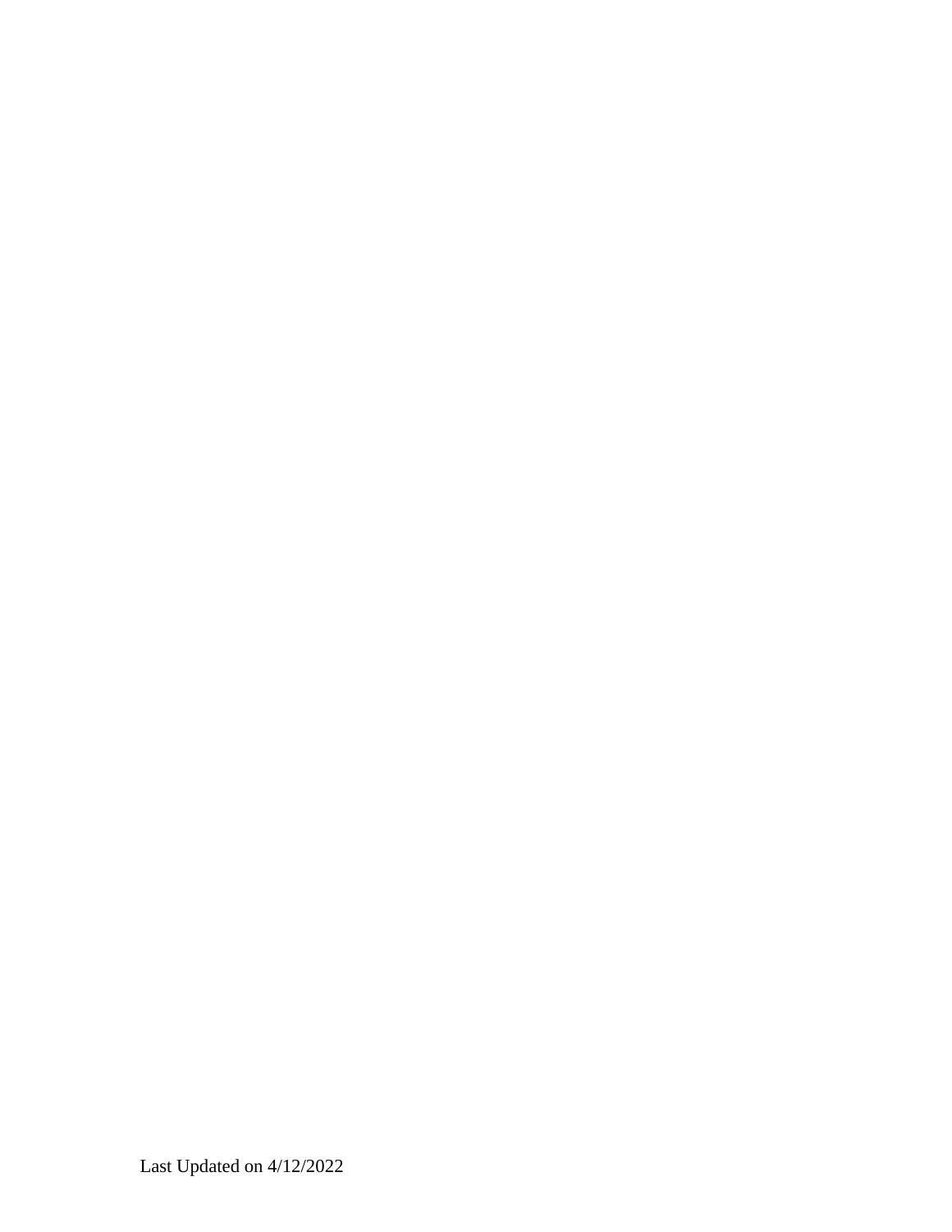Last Updated on 4/12/2022